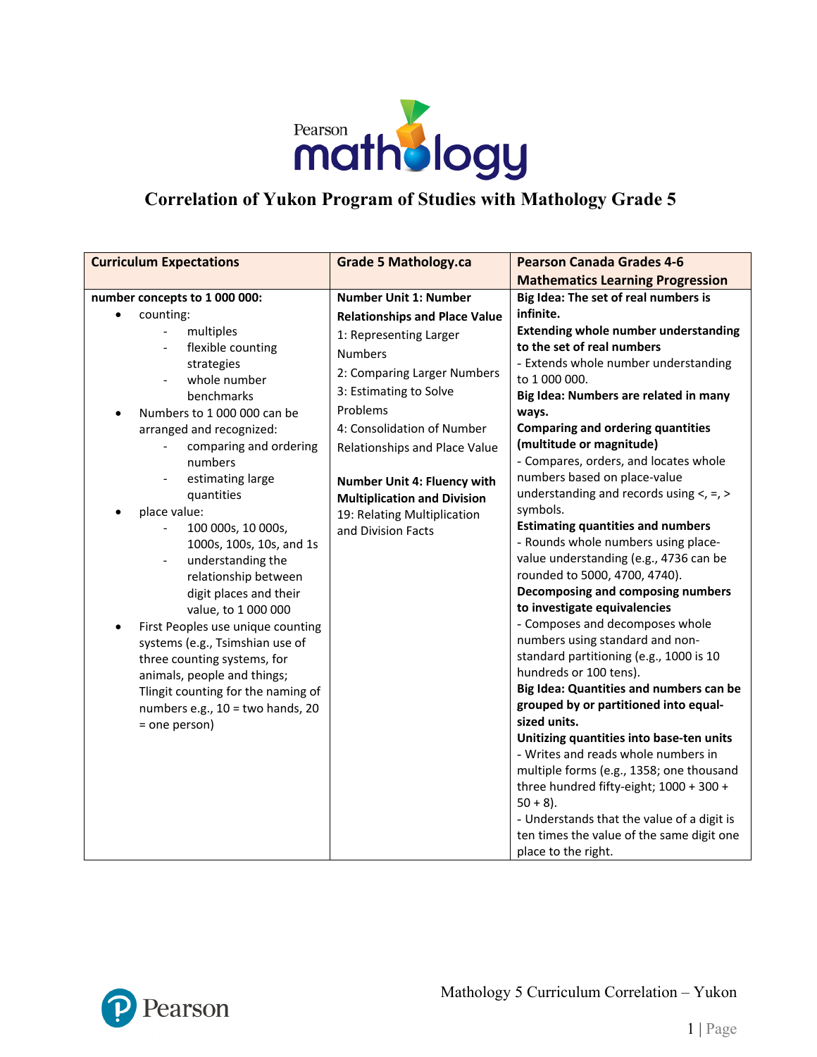# Correlation of Yukon Program of Studies with Mathology Grade 5

| Curriculum Expectations | Grade 5 Mathology.ca | Pearson Canada Grades 4-6 Mathematics Learning Progression |
|---|---|---|
| **number concepts to 1 000 000:**<br>• counting:<br>&nbsp;&nbsp;- multiples<br>&nbsp;&nbsp;- flexible counting strategies<br>&nbsp;&nbsp;- whole number benchmarks<br>• Numbers to 1 000 000 can be arranged and recognized:<br>&nbsp;&nbsp;- comparing and ordering numbers<br>&nbsp;&nbsp;- estimating large quantities<br>• place value:<br>&nbsp;&nbsp;- 100 000s, 10 000s, 1000s, 100s, 10s, and 1s<br>&nbsp;&nbsp;- understanding the relationship between digit places and their value, to 1 000 000<br>• First Peoples use unique counting systems (e.g., Tsimshian use of three counting systems, for animals, people and things; Tlingit counting for the naming of numbers e.g., 10 = two hands, 20 = one person) | **Number Unit 1: Number Relationships and Place Value**<br>1: Representing Larger Numbers<br>2: Comparing Larger Numbers<br>3: Estimating to Solve Problems<br>4: Consolidation of Number Relationships and Place Value<br><br>**Number Unit 4: Fluency with Multiplication and Division**<br>19: Relating Multiplication and Division Facts | **Big Idea: The set of real numbers is infinite.**<br>**Extending whole number understanding to the set of real numbers**<br>- Extends whole number understanding to 1 000 000.<br>**Big Idea: Numbers are related in many ways.**<br>**Comparing and ordering quantities (multitude or magnitude)**<br>- Compares, orders, and locates whole numbers based on place-value understanding and records using <, =, > symbols.<br>**Estimating quantities and numbers**<br>- Rounds whole numbers using place-value understanding (e.g., 4736 can be rounded to 5000, 4700, 4740).<br>**Decomposing and composing numbers to investigate equivalencies**<br>- Composes and decomposes whole numbers using standard and non-standard partitioning (e.g., 1000 is 10 hundreds or 100 tens).<br>**Big Idea: Quantities and numbers can be grouped by or partitioned into equal-sized units.**<br>**Unitizing quantities into base-ten units**<br>- Writes and reads whole numbers in multiple forms (e.g., 1358; one thousand three hundred fifty-eight; 1000 + 300 + 50 + 8).<br>- Understands that the value of a digit is ten times the value of the same digit one place to the right. |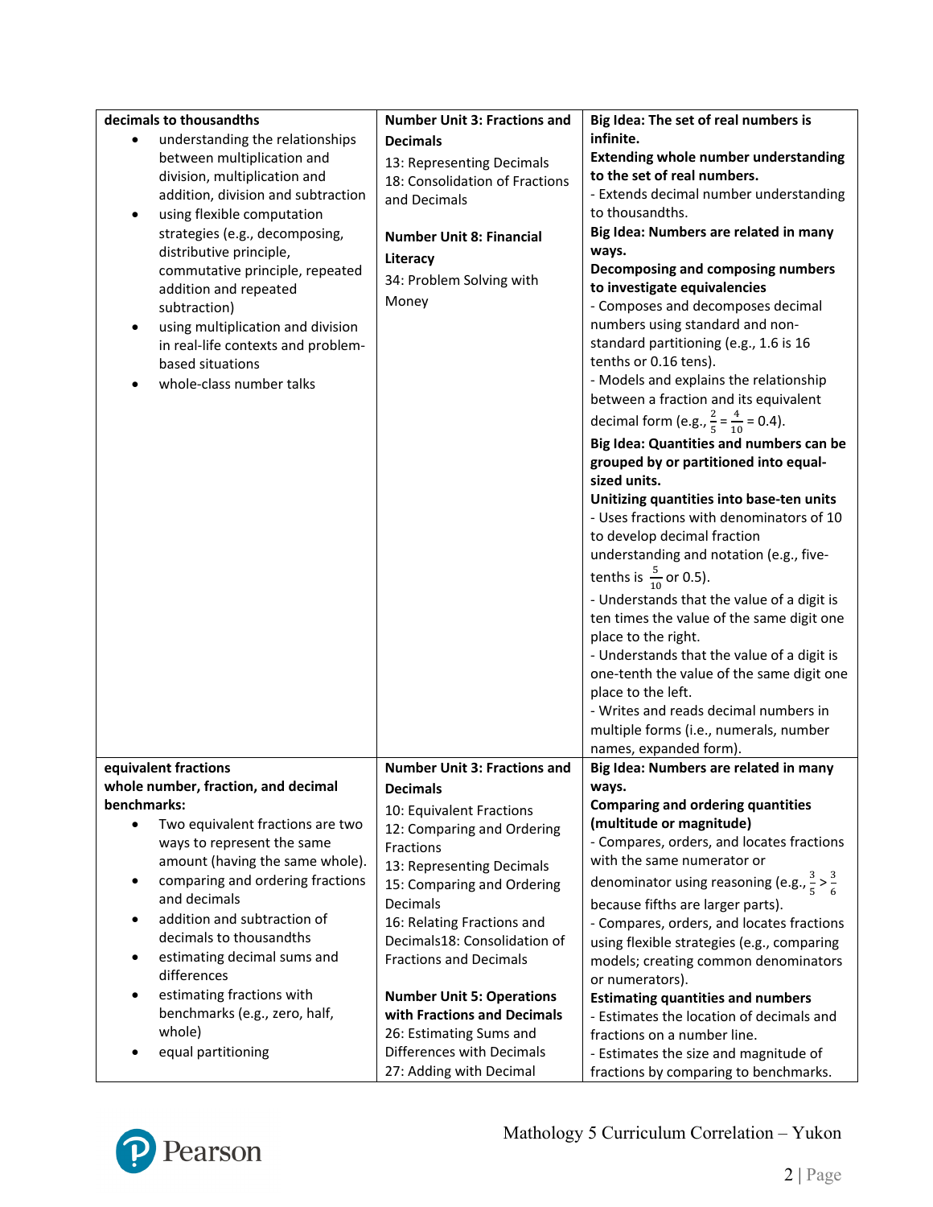| | | |
|---|---|---|
| **decimals to thousandths**<br>• understanding the relationships between multiplication and division, multiplication and addition, division and subtraction<br>• using flexible computation strategies (e.g., decomposing, distributive principle, commutative principle, repeated addition and repeated subtraction)<br>• using multiplication and division in real-life contexts and problem-based situations<br>• whole-class number talks | **Number Unit 3: Fractions and Decimals**<br>13: Representing Decimals<br>18: Consolidation of Fractions and Decimals<br><br>**Number Unit 8: Financial Literacy**<br>34: Problem Solving with Money | **Big Idea: The set of real numbers is infinite.**<br>**Extending whole number understanding to the set of real numbers.**<br>- Extends decimal number understanding to thousandths.<br>**Big Idea: Numbers are related in many ways.**<br>**Decomposing and composing numbers to investigate equivalencies**<br>- Composes and decomposes decimal numbers using standard and non-standard partitioning (e.g., 1.6 is 16 tenths or 0.16 tens).<br>- Models and explains the relationship between a fraction and its equivalent decimal form (e.g., $\frac{2}{5} = \frac{4}{10} = 0.4$).<br>**Big Idea: Quantities and numbers can be grouped by or partitioned into equal-sized units.**<br>**Unitizing quantities into base-ten units**<br>- Uses fractions with denominators of 10 to develop decimal fraction understanding and notation (e.g., five-tenths is $\frac{5}{10}$ or 0.5).<br>- Understands that the value of a digit is ten times the value of the same digit one place to the right.<br>- Understands that the value of a digit is one-tenth the value of the same digit one place to the left.<br>- Writes and reads decimal numbers in multiple forms (i.e., numerals, number names, expanded form). |
| **equivalent fractions**<br>**whole number, fraction, and decimal benchmarks:**<br>• Two equivalent fractions are two ways to represent the same amount (having the same whole).<br>• comparing and ordering fractions and decimals<br>• addition and subtraction of decimals to thousandths<br>• estimating decimal sums and differences<br>• estimating fractions with benchmarks (e.g., zero, half, whole)<br>• equal partitioning | **Number Unit 3: Fractions and Decimals**<br>10: Equivalent Fractions<br>12: Comparing and Ordering Fractions<br>13: Representing Decimals<br>15: Comparing and Ordering Decimals<br>16: Relating Fractions and Decimals18: Consolidation of Fractions and Decimals<br><br>**Number Unit 5: Operations with Fractions and Decimals**<br>26: Estimating Sums and Differences with Decimals<br>27: Adding with Decimal | **Big Idea: Numbers are related in many ways.**<br>**Comparing and ordering quantities (multitude or magnitude)**<br>- Compares, orders, and locates fractions with the same numerator or denominator using reasoning (e.g., $\frac{3}{5} > \frac{3}{6}$ because fifths are larger parts).<br>- Compares, orders, and locates fractions using flexible strategies (e.g., comparing models; creating common denominators or numerators).<br>**Estimating quantities and numbers**<br>- Estimates the location of decimals and fractions on a number line.<br>- Estimates the size and magnitude of fractions by comparing to benchmarks. |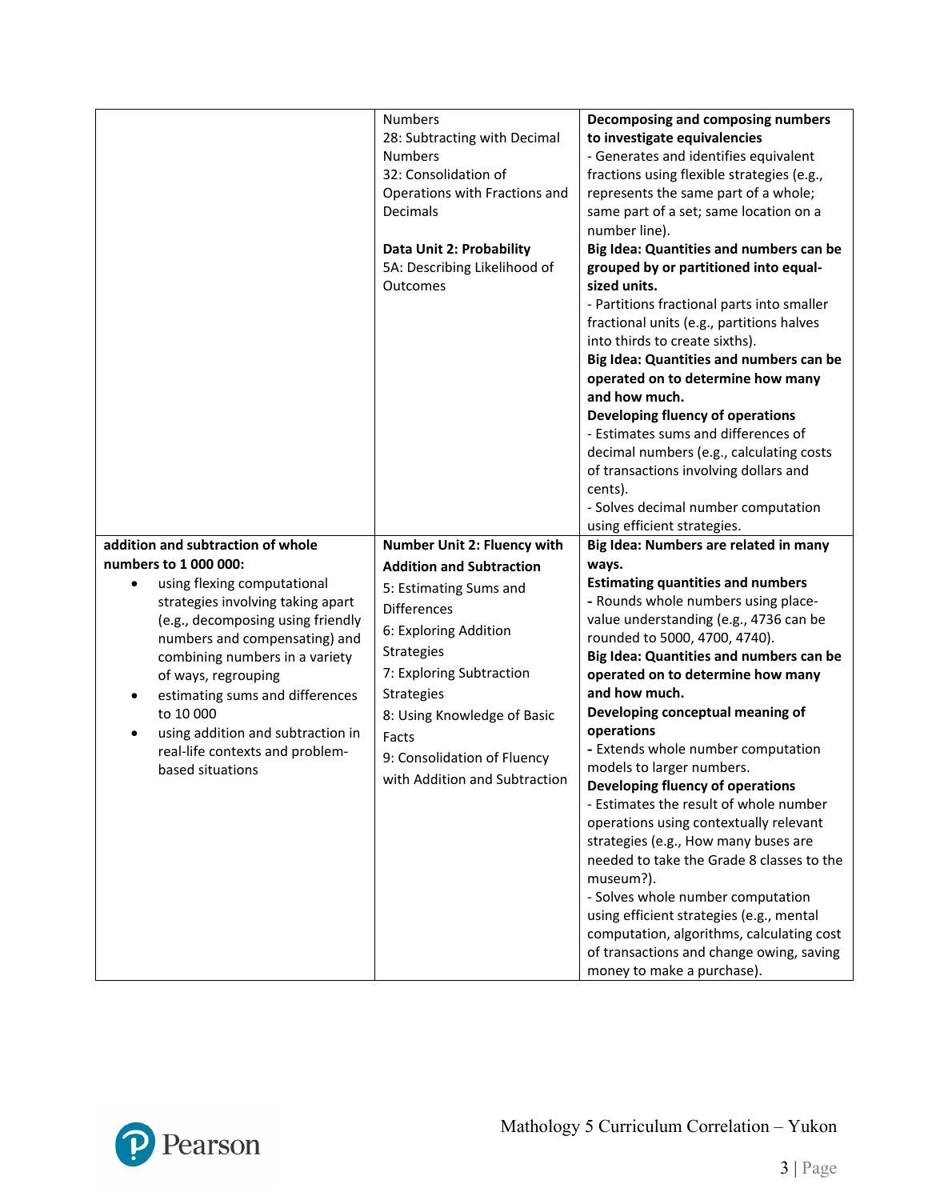| | | |
|---|---|---|
| | Numbers<br>28: Subtracting with Decimal Numbers<br>32: Consolidation of Operations with Fractions and Decimals<br><br>**Data Unit 2: Probability**<br>5A: Describing Likelihood of Outcomes | **Decomposing and composing numbers to investigate equivalencies**<br>- Generates and identifies equivalent fractions using flexible strategies (e.g., represents the same part of a whole; same part of a set; same location on a number line).<br>**Big Idea: Quantities and numbers can be grouped by or partitioned into equal-sized units.**<br>- Partitions fractional parts into smaller fractional units (e.g., partitions halves into thirds to create sixths).<br>**Big Idea: Quantities and numbers can be operated on to determine how many and how much.**<br>**Developing fluency of operations**<br>- Estimates sums and differences of decimal numbers (e.g., calculating costs of transactions involving dollars and cents).<br>- Solves decimal number computation using efficient strategies. |
| **addition and subtraction of whole numbers to 1 000 000:**<br>• using flexing computational strategies involving taking apart (e.g., decomposing using friendly numbers and compensating) and combining numbers in a variety of ways, regrouping<br>• estimating sums and differences to 10 000<br>• using addition and subtraction in real-life contexts and problem-based situations | **Number Unit 2: Fluency with Addition and Subtraction**<br>5: Estimating Sums and Differences<br>6: Exploring Addition Strategies<br>7: Exploring Subtraction Strategies<br>8: Using Knowledge of Basic Facts<br>9: Consolidation of Fluency with Addition and Subtraction | **Big Idea: Numbers are related in many ways.**<br>**Estimating quantities and numbers**<br>**-** Rounds whole numbers using place-value understanding (e.g., 4736 can be rounded to 5000, 4700, 4740).<br>**Big Idea: Quantities and numbers can be operated on to determine how many and how much.**<br>**Developing conceptual meaning of operations**<br>**-** Extends whole number computation models to larger numbers.<br>**Developing fluency of operations**<br>- Estimates the result of whole number operations using contextually relevant strategies (e.g., How many buses are needed to take the Grade 8 classes to the museum?).<br>- Solves whole number computation using efficient strategies (e.g., mental computation, algorithms, calculating cost of transactions and change owing, saving money to make a purchase). |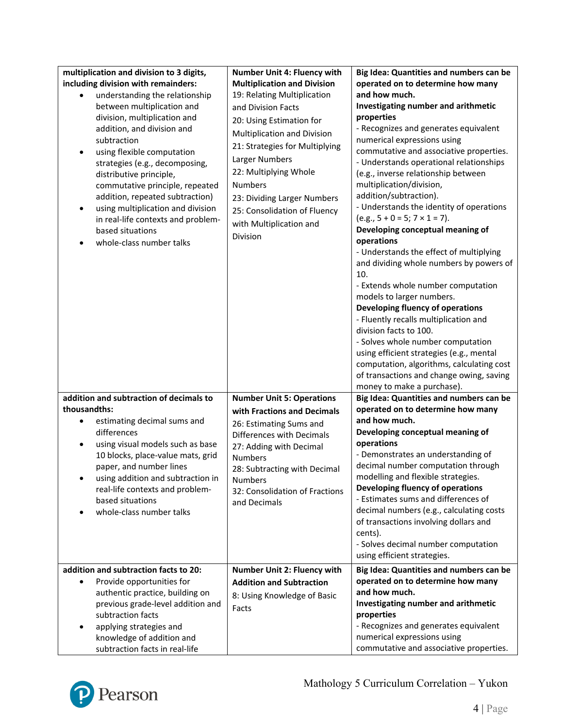| | | |
|---|---|---|
| **multiplication and division to 3 digits, including division with remainders:**<br>• understanding the relationship between multiplication and division, multiplication and addition, and division and subtraction<br>• using flexible computation strategies (e.g., decomposing, distributive principle, commutative principle, repeated addition, repeated subtraction)<br>• using multiplication and division in real-life contexts and problem-based situations<br>• whole-class number talks | **Number Unit 4: Fluency with Multiplication and Division**<br>19: Relating Multiplication and Division Facts<br>20: Using Estimation for Multiplication and Division<br>21: Strategies for Multiplying Larger Numbers<br>22: Multiplying Whole Numbers<br>23: Dividing Larger Numbers<br>25: Consolidation of Fluency with Multiplication and Division | **Big Idea: Quantities and numbers can be operated on to determine how many and how much.**<br>**Investigating number and arithmetic properties**<br>- Recognizes and generates equivalent numerical expressions using commutative and associative properties.<br>- Understands operational relationships (e.g., inverse relationship between multiplication/division, addition/subtraction).<br>- Understands the identity of operations (e.g., 5 + 0 = 5; 7 × 1 = 7).<br>**Developing conceptual meaning of operations**<br>- Understands the effect of multiplying and dividing whole numbers by powers of 10.<br>- Extends whole number computation models to larger numbers.<br>**Developing fluency of operations**<br>- Fluently recalls multiplication and division facts to 100.<br>- Solves whole number computation using efficient strategies (e.g., mental computation, algorithms, calculating cost of transactions and change owing, saving money to make a purchase). |
| **addition and subtraction of decimals to thousandths:**<br>• estimating decimal sums and differences<br>• using visual models such as base 10 blocks, place-value mats, grid paper, and number lines<br>• using addition and subtraction in real-life contexts and problem-based situations<br>• whole-class number talks | **Number Unit 5: Operations with Fractions and Decimals**<br>26: Estimating Sums and Differences with Decimals<br>27: Adding with Decimal Numbers<br>28: Subtracting with Decimal Numbers<br>32: Consolidation of Fractions and Decimals | **Big Idea: Quantities and numbers can be operated on to determine how many and how much.**<br>**Developing conceptual meaning of operations**<br>- Demonstrates an understanding of decimal number computation through modelling and flexible strategies.<br>**Developing fluency of operations**<br>- Estimates sums and differences of decimal numbers (e.g., calculating costs of transactions involving dollars and cents).<br>- Solves decimal number computation using efficient strategies. |
| **addition and subtraction facts to 20:**<br>• Provide opportunities for authentic practice, building on previous grade-level addition and subtraction facts<br>• applying strategies and knowledge of addition and subtraction facts in real-life | **Number Unit 2: Fluency with Addition and Subtraction**<br>8: Using Knowledge of Basic Facts | **Big Idea: Quantities and numbers can be operated on to determine how many and how much.**<br>**Investigating number and arithmetic properties**<br>- Recognizes and generates equivalent numerical expressions using commutative and associative properties. |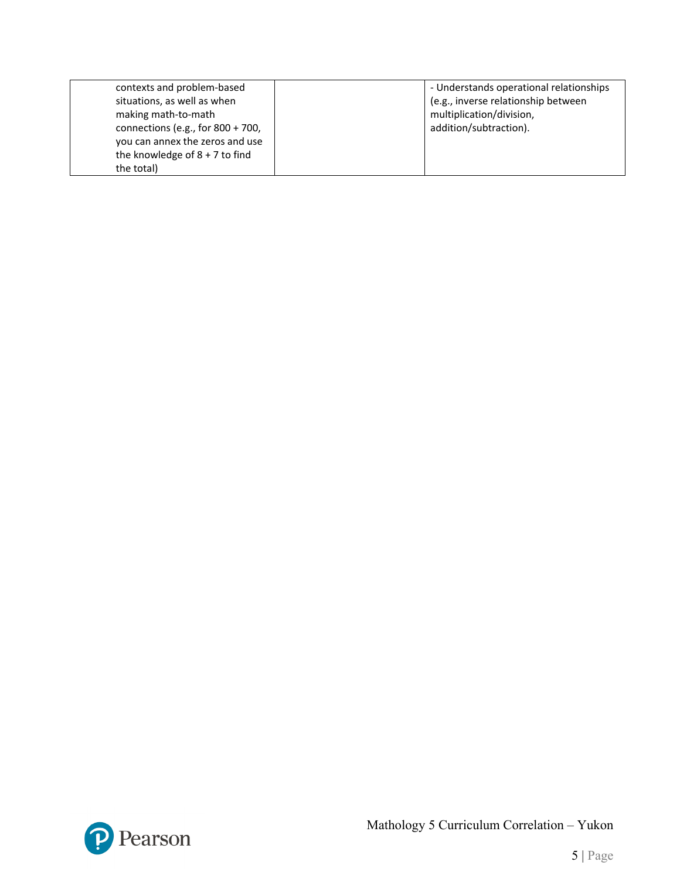| | | |
|---|---|---|
| contexts and problem-based situations, as well as when making math-to-math connections (e.g., for 800 + 700, you can annex the zeros and use the knowledge of 8 + 7 to find the total) | | - Understands operational relationships (e.g., inverse relationship between multiplication/division, addition/subtraction). |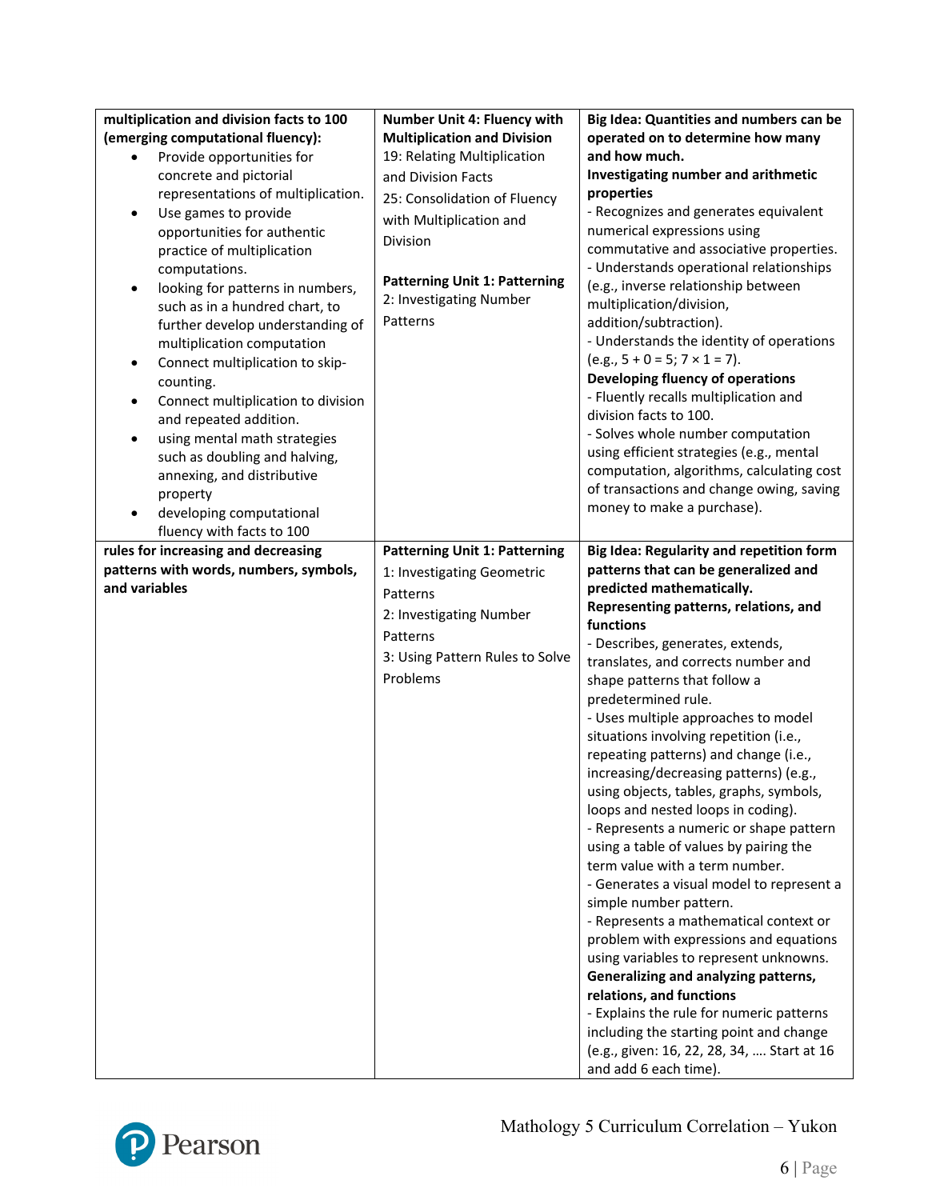| | | |
|---|---|---|
| **multiplication and division facts to 100 (emerging computational fluency):**<br>• Provide opportunities for concrete and pictorial representations of multiplication.<br>• Use games to provide opportunities for authentic practice of multiplication computations.<br>• looking for patterns in numbers, such as in a hundred chart, to further develop understanding of multiplication computation<br>• Connect multiplication to skip-counting.<br>• Connect multiplication to division and repeated addition.<br>• using mental math strategies such as doubling and halving, annexing, and distributive property<br>• developing computational fluency with facts to 100 | **Number Unit 4: Fluency with Multiplication and Division**<br>19: Relating Multiplication and Division Facts<br>25: Consolidation of Fluency with Multiplication and Division<br><br>**Patterning Unit 1: Patterning**<br>2: Investigating Number Patterns | **Big Idea: Quantities and numbers can be operated on to determine how many and how much.**<br>**Investigating number and arithmetic properties**<br>- Recognizes and generates equivalent numerical expressions using commutative and associative properties.<br>- Understands operational relationships (e.g., inverse relationship between multiplication/division, addition/subtraction).<br>- Understands the identity of operations (e.g., 5 + 0 = 5; 7 × 1 = 7).<br>**Developing fluency of operations**<br>- Fluently recalls multiplication and division facts to 100.<br>- Solves whole number computation using efficient strategies (e.g., mental computation, algorithms, calculating cost of transactions and change owing, saving money to make a purchase). |
| **rules for increasing and decreasing patterns with words, numbers, symbols, and variables** | **Patterning Unit 1: Patterning**<br>1: Investigating Geometric Patterns<br>2: Investigating Number Patterns<br>3: Using Pattern Rules to Solve Problems | **Big Idea: Regularity and repetition form patterns that can be generalized and predicted mathematically.**<br>**Representing patterns, relations, and functions**<br>- Describes, generates, extends, translates, and corrects number and shape patterns that follow a predetermined rule.<br>- Uses multiple approaches to model situations involving repetition (i.e., repeating patterns) and change (i.e., increasing/decreasing patterns) (e.g., using objects, tables, graphs, symbols, loops and nested loops in coding).<br>- Represents a numeric or shape pattern using a table of values by pairing the term value with a term number.<br>- Generates a visual model to represent a simple number pattern.<br>- Represents a mathematical context or problem with expressions and equations using variables to represent unknowns.<br>**Generalizing and analyzing patterns, relations, and functions**<br>- Explains the rule for numeric patterns including the starting point and change (e.g., given: 16, 22, 28, 34, …. Start at 16 and add 6 each time). |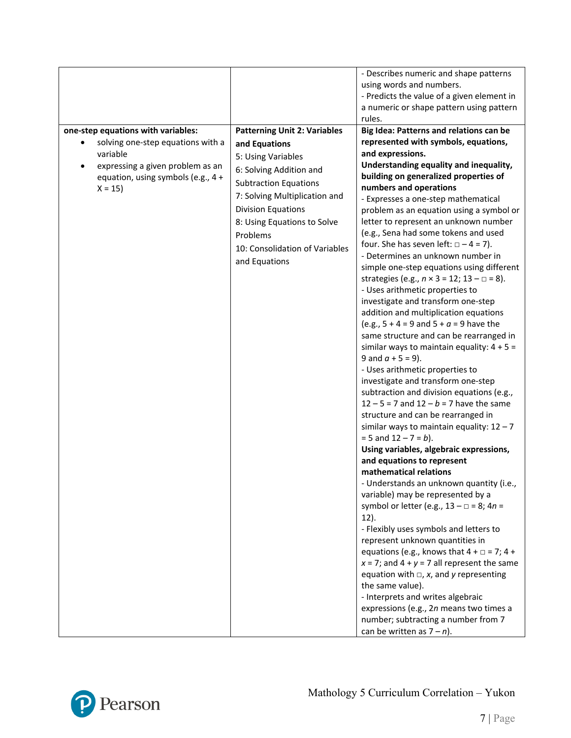| | | |
|---|---|---|
| | | - Describes numeric and shape patterns using words and numbers.<br>- Predicts the value of a given element in a numeric or shape pattern using pattern rules. |
| **one-step equations with variables:**<br>• solving one-step equations with a variable<br>• expressing a given problem as an equation, using symbols (e.g., $4 + X = 15$) | **Patterning Unit 2: Variables and Equations**<br>5: Using Variables<br>6: Solving Addition and Subtraction Equations<br>7: Solving Multiplication and Division Equations<br>8: Using Equations to Solve Problems<br>10: Consolidation of Variables and Equations | **Big Idea: Patterns and relations can be represented with symbols, equations, and expressions.**<br>**Understanding equality and inequality, building on generalized properties of numbers and operations**<br>- Expresses a one-step mathematical problem as an equation using a symbol or letter to represent an unknown number (e.g., Sena had some tokens and used four. She has seven left: $\square - 4 = 7$).<br>- Determines an unknown number in simple one-step equations using different strategies (e.g., $n \times 3 = 12$; $13 - \square = 8$).<br>- Uses arithmetic properties to investigate and transform one-step addition and multiplication equations (e.g., $5 + 4 = 9$ and $5 + a = 9$ have the same structure and can be rearranged in similar ways to maintain equality: $4 + 5 = 9$ and $a + 5 = 9$).<br>- Uses arithmetic properties to investigate and transform one-step subtraction and division equations (e.g., $12 - 5 = 7$ and $12 - b = 7$ have the same structure and can be rearranged in similar ways to maintain equality: $12 - 7 = 5$ and $12 - 7 = b$).<br>**Using variables, algebraic expressions, and equations to represent mathematical relations**<br>- Understands an unknown quantity (i.e., variable) may be represented by a symbol or letter (e.g., $13 - \square = 8$; $4n = 12$).<br>- Flexibly uses symbols and letters to represent unknown quantities in equations (e.g., knows that $4 + \square = 7$; $4 + x = 7$; and $4 + y = 7$ all represent the same equation with $\square$, $x$, and $y$ representing the same value).<br>- Interprets and writes algebraic expressions (e.g., $2n$ means two times a number; subtracting a number from 7 can be written as $7 - n$). |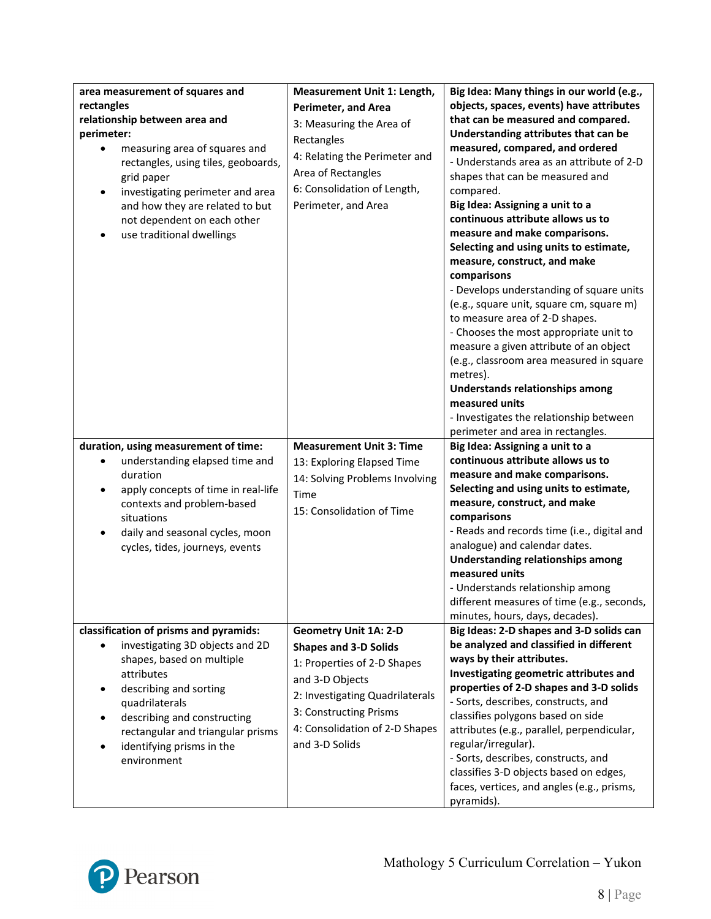| | | |
|---|---|---|
| **area measurement of squares and rectangles**<br>**relationship between area and perimeter:**<br>• measuring area of squares and rectangles, using tiles, geoboards, grid paper<br>• investigating perimeter and area and how they are related to but not dependent on each other<br>• use traditional dwellings | **Measurement Unit 1: Length, Perimeter, and Area**<br>3: Measuring the Area of Rectangles<br>4: Relating the Perimeter and Area of Rectangles<br>6: Consolidation of Length, Perimeter, and Area | **Big Idea: Many things in our world (e.g., objects, spaces, events) have attributes that can be measured and compared.**<br>**Understanding attributes that can be measured, compared, and ordered**<br>- Understands area as an attribute of 2-D shapes that can be measured and compared.<br>**Big Idea: Assigning a unit to a continuous attribute allows us to measure and make comparisons.**<br>**Selecting and using units to estimate, measure, construct, and make comparisons**<br>- Develops understanding of square units (e.g., square unit, square cm, square m) to measure area of 2-D shapes.<br>- Chooses the most appropriate unit to measure a given attribute of an object (e.g., classroom area measured in square metres).<br>**Understands relationships among measured units**<br>- Investigates the relationship between perimeter and area in rectangles. |
| **duration, using measurement of time:**<br>• understanding elapsed time and duration<br>• apply concepts of time in real-life contexts and problem-based situations<br>• daily and seasonal cycles, moon cycles, tides, journeys, events | **Measurement Unit 3: Time**<br>13: Exploring Elapsed Time<br>14: Solving Problems Involving Time<br>15: Consolidation of Time | **Big Idea: Assigning a unit to a continuous attribute allows us to measure and make comparisons.**<br>**Selecting and using units to estimate, measure, construct, and make comparisons**<br>- Reads and records time (i.e., digital and analogue) and calendar dates.<br>**Understanding relationships among measured units**<br>- Understands relationship among different measures of time (e.g., seconds, minutes, hours, days, decades). |
| **classification of prisms and pyramids:**<br>• investigating 3D objects and 2D shapes, based on multiple attributes<br>• describing and sorting quadrilaterals<br>• describing and constructing rectangular and triangular prisms<br>• identifying prisms in the environment | **Geometry Unit 1A: 2-D Shapes and 3-D Solids**<br>1: Properties of 2-D Shapes and 3-D Objects<br>2: Investigating Quadrilaterals<br>3: Constructing Prisms<br>4: Consolidation of 2-D Shapes and 3-D Solids | **Big Ideas: 2-D shapes and 3-D solids can be analyzed and classified in different ways by their attributes.**<br>**Investigating geometric attributes and properties of 2-D shapes and 3-D solids**<br>- Sorts, describes, constructs, and classifies polygons based on side attributes (e.g., parallel, perpendicular, regular/irregular).<br>- Sorts, describes, constructs, and classifies 3-D objects based on edges, faces, vertices, and angles (e.g., prisms, pyramids). |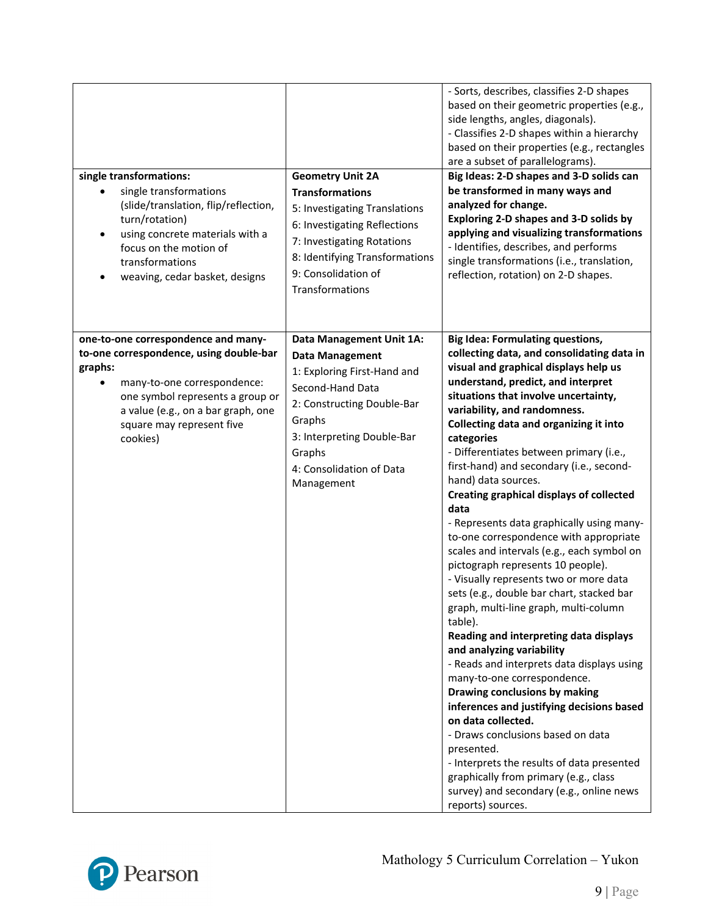| | | |
|---|---|---|
| | | - Sorts, describes, classifies 2-D shapes based on their geometric properties (e.g., side lengths, angles, diagonals).<br>- Classifies 2-D shapes within a hierarchy based on their properties (e.g., rectangles are a subset of parallelograms). |
| **single transformations:**<br>• single transformations (slide/translation, flip/reflection, turn/rotation)<br>• using concrete materials with a focus on the motion of transformations<br>• weaving, cedar basket, designs | **Geometry Unit 2A Transformations**<br>5: Investigating Translations<br>6: Investigating Reflections<br>7: Investigating Rotations<br>8: Identifying Transformations<br>9: Consolidation of Transformations | **Big Ideas: 2-D shapes and 3-D solids can be transformed in many ways and analyzed for change.**<br>**Exploring 2-D shapes and 3-D solids by applying and visualizing transformations**<br>- Identifies, describes, and performs single transformations (i.e., translation, reflection, rotation) on 2-D shapes. |
| **one-to-one correspondence and many-to-one correspondence, using double-bar graphs:**<br>• many-to-one correspondence: one symbol represents a group or a value (e.g., on a bar graph, one square may represent five cookies) | **Data Management Unit 1A: Data Management**<br>1: Exploring First-Hand and Second-Hand Data<br>2: Constructing Double-Bar Graphs<br>3: Interpreting Double-Bar Graphs<br>4: Consolidation of Data Management | **Big Idea: Formulating questions, collecting data, and consolidating data in visual and graphical displays help us understand, predict, and interpret situations that involve uncertainty, variability, and randomness.**<br>**Collecting data and organizing it into categories**<br>- Differentiates between primary (i.e., first-hand) and secondary (i.e., second-hand) data sources.<br>**Creating graphical displays of collected data**<br>- Represents data graphically using many-to-one correspondence with appropriate scales and intervals (e.g., each symbol on pictograph represents 10 people).<br>- Visually represents two or more data sets (e.g., double bar chart, stacked bar graph, multi-line graph, multi-column table).<br>**Reading and interpreting data displays and analyzing variability**<br>- Reads and interprets data displays using many-to-one correspondence.<br>**Drawing conclusions by making inferences and justifying decisions based on data collected.**<br>- Draws conclusions based on data presented.<br>- Interprets the results of data presented graphically from primary (e.g., class survey) and secondary (e.g., online news reports) sources. |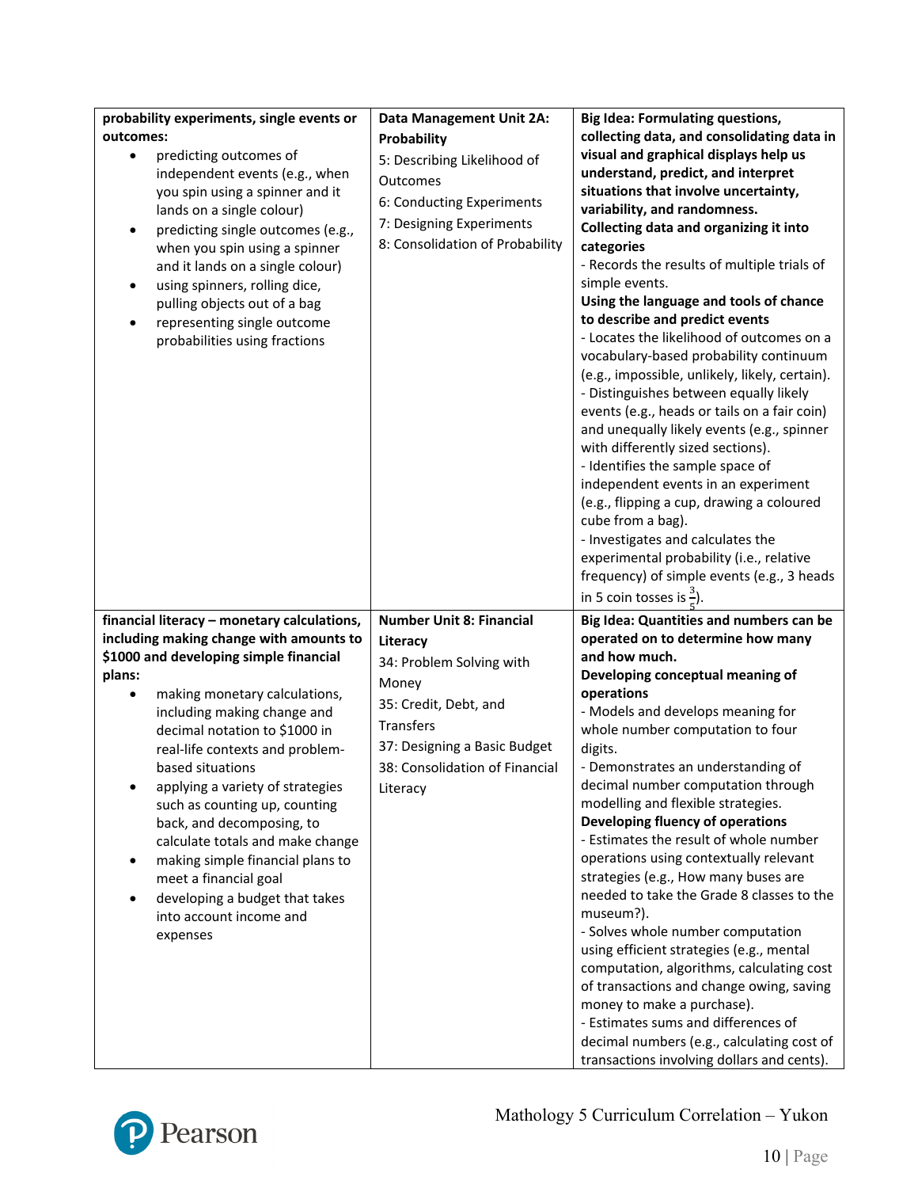| | | |
|---|---|---|
| **probability experiments, single events or outcomes:**<br>• predicting outcomes of independent events (e.g., when you spin using a spinner and it lands on a single colour)<br>• predicting single outcomes (e.g., when you spin using a spinner and it lands on a single colour)<br>• using spinners, rolling dice, pulling objects out of a bag<br>• representing single outcome probabilities using fractions | **Data Management Unit 2A: Probability**<br>5: Describing Likelihood of Outcomes<br>6: Conducting Experiments<br>7: Designing Experiments<br>8: Consolidation of Probability | **Big Idea: Formulating questions, collecting data, and consolidating data in visual and graphical displays help us understand, predict, and interpret situations that involve uncertainty, variability, and randomness.**<br>**Collecting data and organizing it into categories**<br>- Records the results of multiple trials of simple events.<br>**Using the language and tools of chance to describe and predict events**<br>- Locates the likelihood of outcomes on a vocabulary-based probability continuum (e.g., impossible, unlikely, likely, certain).<br>- Distinguishes between equally likely events (e.g., heads or tails on a fair coin) and unequally likely events (e.g., spinner with differently sized sections).<br>- Identifies the sample space of independent events in an experiment (e.g., flipping a cup, drawing a coloured cube from a bag).<br>- Investigates and calculates the experimental probability (i.e., relative frequency) of simple events (e.g., 3 heads in 5 coin tosses is $\frac{3}{5}$). |
| **financial literacy – monetary calculations, including making change with amounts to $1000 and developing simple financial plans:**<br>• making monetary calculations, including making change and decimal notation to $1000 in real-life contexts and problem-based situations<br>• applying a variety of strategies such as counting up, counting back, and decomposing, to calculate totals and make change<br>• making simple financial plans to meet a financial goal<br>• developing a budget that takes into account income and expenses | **Number Unit 8: Financial Literacy**<br>34: Problem Solving with Money<br>35: Credit, Debt, and Transfers<br>37: Designing a Basic Budget<br>38: Consolidation of Financial Literacy | **Big Idea: Quantities and numbers can be operated on to determine how many and how much.**<br>**Developing conceptual meaning of operations**<br>- Models and develops meaning for whole number computation to four digits.<br>- Demonstrates an understanding of decimal number computation through modelling and flexible strategies.<br>**Developing fluency of operations**<br>- Estimates the result of whole number operations using contextually relevant strategies (e.g., How many buses are needed to take the Grade 8 classes to the museum?).<br>- Solves whole number computation using efficient strategies (e.g., mental computation, algorithms, calculating cost of transactions and change owing, saving money to make a purchase).<br>- Estimates sums and differences of decimal numbers (e.g., calculating cost of transactions involving dollars and cents). |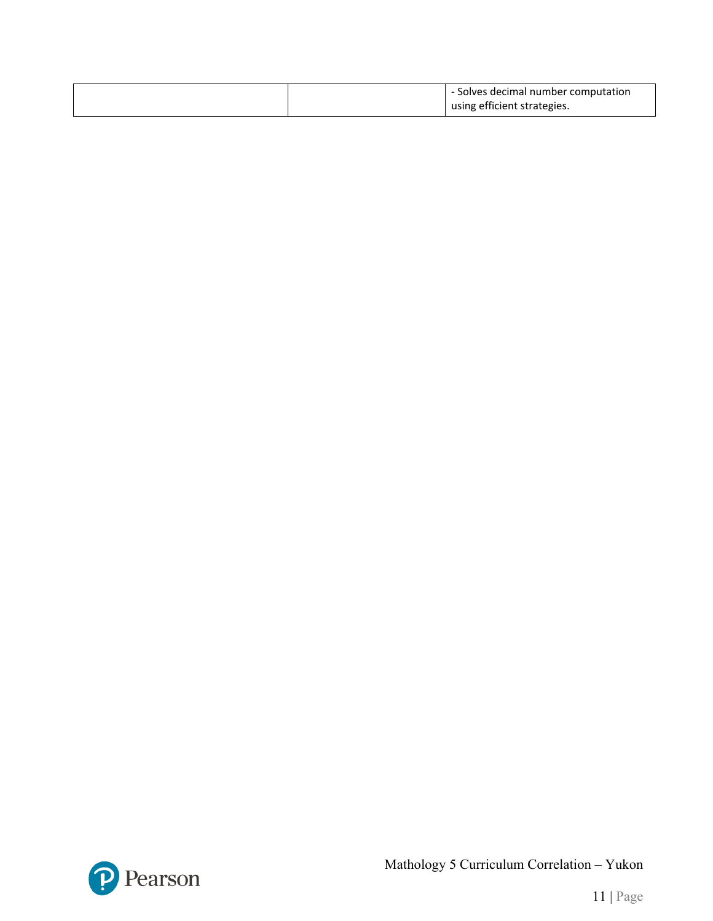| | | |
|---|---|---|
| | | - Solves decimal number computation using efficient strategies. |